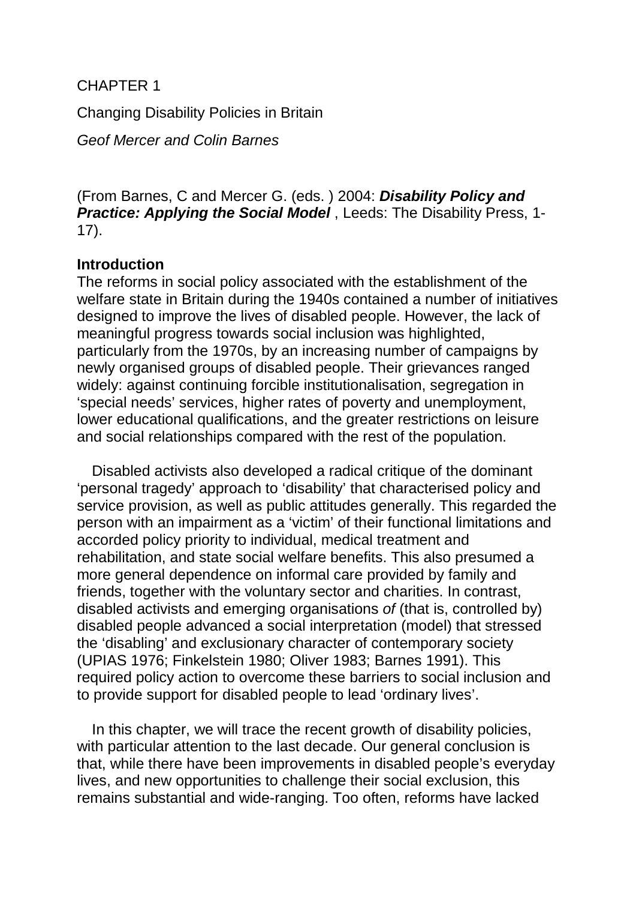# CHAPTER 1

## Changing Disability Policies in Britain

*Geof Mercer and Colin Barnes*

(From Barnes, C and Mercer G. (eds. ) 2004: ***Disability Policy and Practice: Applying the Social Model*** , Leeds: The Disability Press, 1-17).

### Introduction

The reforms in social policy associated with the establishment of the welfare state in Britain during the 1940s contained a number of initiatives designed to improve the lives of disabled people. However, the lack of meaningful progress towards social inclusion was highlighted, particularly from the 1970s, by an increasing number of campaigns by newly organised groups of disabled people. Their grievances ranged widely: against continuing forcible institutionalisation, segregation in 'special needs' services, higher rates of poverty and unemployment, lower educational qualifications, and the greater restrictions on leisure and social relationships compared with the rest of the population.

Disabled activists also developed a radical critique of the dominant 'personal tragedy' approach to 'disability' that characterised policy and service provision, as well as public attitudes generally. This regarded the person with an impairment as a 'victim' of their functional limitations and accorded policy priority to individual, medical treatment and rehabilitation, and state social welfare benefits. This also presumed a more general dependence on informal care provided by family and friends, together with the voluntary sector and charities. In contrast, disabled activists and emerging organisations *of* (that is, controlled by) disabled people advanced a social interpretation (model) that stressed the 'disabling' and exclusionary character of contemporary society (UPIAS 1976; Finkelstein 1980; Oliver 1983; Barnes 1991). This required policy action to overcome these barriers to social inclusion and to provide support for disabled people to lead 'ordinary lives'.

In this chapter, we will trace the recent growth of disability policies, with particular attention to the last decade. Our general conclusion is that, while there have been improvements in disabled people's everyday lives, and new opportunities to challenge their social exclusion, this remains substantial and wide-ranging. Too often, reforms have lacked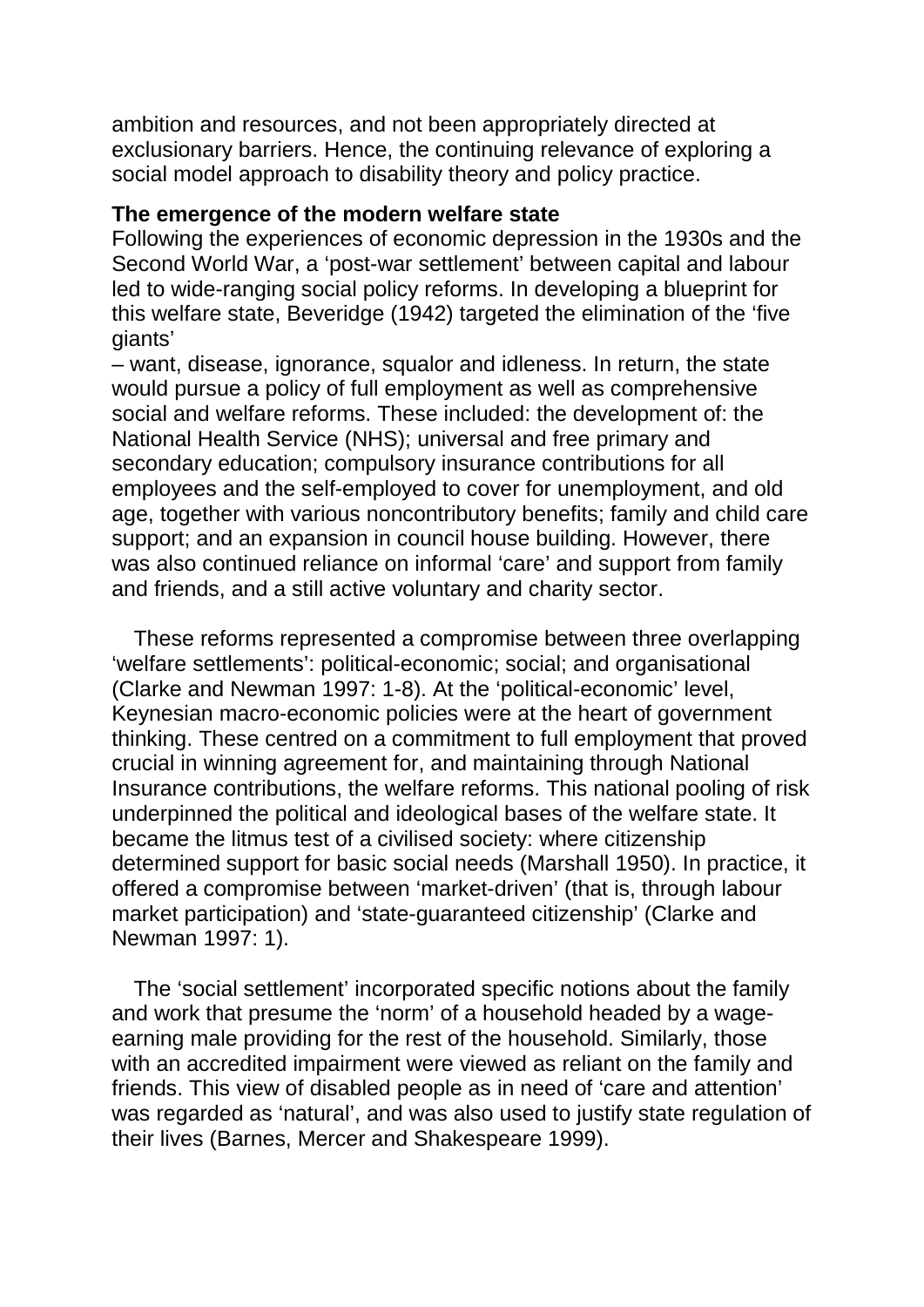ambition and resources, and not been appropriately directed at exclusionary barriers. Hence, the continuing relevance of exploring a social model approach to disability theory and policy practice.

**The emergence of the modern welfare state**

Following the experiences of economic depression in the 1930s and the Second World War, a 'post-war settlement' between capital and labour led to wide-ranging social policy reforms. In developing a blueprint for this welfare state, Beveridge (1942) targeted the elimination of the 'five giants' – want, disease, ignorance, squalor and idleness. In return, the state would pursue a policy of full employment as well as comprehensive social and welfare reforms. These included: the development of: the National Health Service (NHS); universal and free primary and secondary education; compulsory insurance contributions for all employees and the self-employed to cover for unemployment, and old age, together with various noncontributory benefits; family and child care support; and an expansion in council house building. However, there was also continued reliance on informal 'care' and support from family and friends, and a still active voluntary and charity sector.

These reforms represented a compromise between three overlapping 'welfare settlements': political-economic; social; and organisational (Clarke and Newman 1997: 1-8). At the 'political-economic' level, Keynesian macro-economic policies were at the heart of government thinking. These centred on a commitment to full employment that proved crucial in winning agreement for, and maintaining through National Insurance contributions, the welfare reforms. This national pooling of risk underpinned the political and ideological bases of the welfare state. It became the litmus test of a civilised society: where citizenship determined support for basic social needs (Marshall 1950). In practice, it offered a compromise between 'market-driven' (that is, through labour market participation) and 'state-guaranteed citizenship' (Clarke and Newman 1997: 1).

The 'social settlement' incorporated specific notions about the family and work that presume the 'norm' of a household headed by a wage-earning male providing for the rest of the household. Similarly, those with an accredited impairment were viewed as reliant on the family and friends. This view of disabled people as in need of 'care and attention' was regarded as 'natural', and was also used to justify state regulation of their lives (Barnes, Mercer and Shakespeare 1999).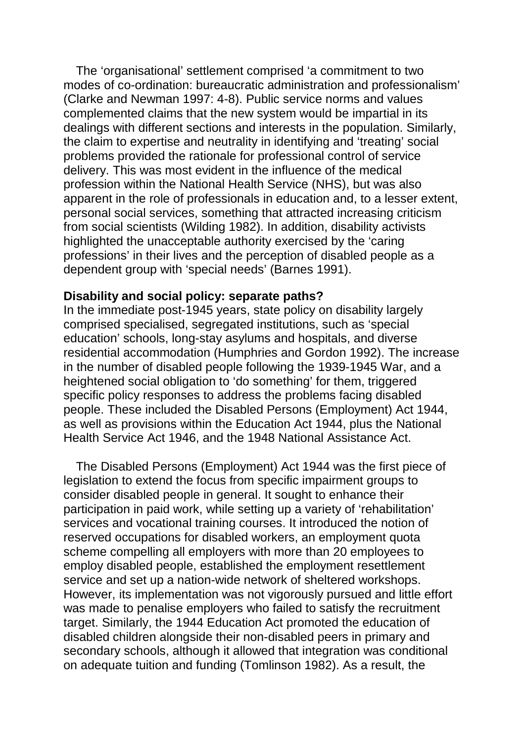The ‘organisational’ settlement comprised ‘a commitment to two modes of co-ordination: bureaucratic administration and professionalism’ (Clarke and Newman 1997: 4-8). Public service norms and values complemented claims that the new system would be impartial in its dealings with different sections and interests in the population. Similarly, the claim to expertise and neutrality in identifying and ‘treating’ social problems provided the rationale for professional control of service delivery. This was most evident in the influence of the medical profession within the National Health Service (NHS), but was also apparent in the role of professionals in education and, to a lesser extent, personal social services, something that attracted increasing criticism from social scientists (Wilding 1982). In addition, disability activists highlighted the unacceptable authority exercised by the ‘caring professions’ in their lives and the perception of disabled people as a dependent group with ‘special needs’ (Barnes 1991).

**Disability and social policy: separate paths?**

In the immediate post-1945 years, state policy on disability largely comprised specialised, segregated institutions, such as ‘special education’ schools, long-stay asylums and hospitals, and diverse residential accommodation (Humphries and Gordon 1992). The increase in the number of disabled people following the 1939-1945 War, and a heightened social obligation to ‘do something’ for them, triggered specific policy responses to address the problems facing disabled people. These included the Disabled Persons (Employment) Act 1944, as well as provisions within the Education Act 1944, plus the National Health Service Act 1946, and the 1948 National Assistance Act.

The Disabled Persons (Employment) Act 1944 was the first piece of legislation to extend the focus from specific impairment groups to consider disabled people in general. It sought to enhance their participation in paid work, while setting up a variety of ‘rehabilitation’ services and vocational training courses. It introduced the notion of reserved occupations for disabled workers, an employment quota scheme compelling all employers with more than 20 employees to employ disabled people, established the employment resettlement service and set up a nation-wide network of sheltered workshops. However, its implementation was not vigorously pursued and little effort was made to penalise employers who failed to satisfy the recruitment target. Similarly, the 1944 Education Act promoted the education of disabled children alongside their non-disabled peers in primary and secondary schools, although it allowed that integration was conditional on adequate tuition and funding (Tomlinson 1982). As a result, the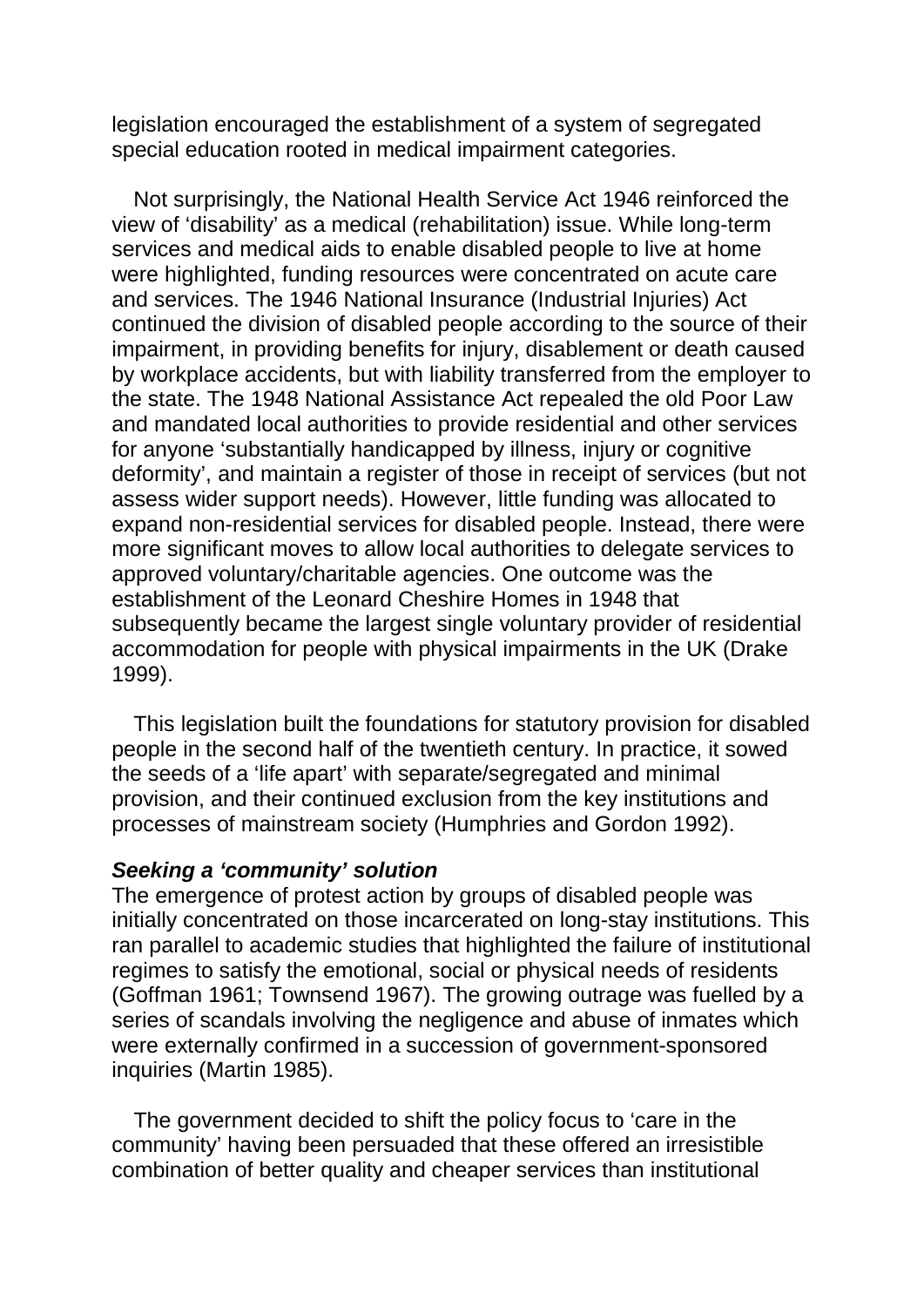legislation encouraged the establishment of a system of segregated special education rooted in medical impairment categories.

Not surprisingly, the National Health Service Act 1946 reinforced the view of 'disability' as a medical (rehabilitation) issue. While long-term services and medical aids to enable disabled people to live at home were highlighted, funding resources were concentrated on acute care and services. The 1946 National Insurance (Industrial Injuries) Act continued the division of disabled people according to the source of their impairment, in providing benefits for injury, disablement or death caused by workplace accidents, but with liability transferred from the employer to the state. The 1948 National Assistance Act repealed the old Poor Law and mandated local authorities to provide residential and other services for anyone 'substantially handicapped by illness, injury or cognitive deformity', and maintain a register of those in receipt of services (but not assess wider support needs). However, little funding was allocated to expand non-residential services for disabled people. Instead, there were more significant moves to allow local authorities to delegate services to approved voluntary/charitable agencies. One outcome was the establishment of the Leonard Cheshire Homes in 1948 that subsequently became the largest single voluntary provider of residential accommodation for people with physical impairments in the UK (Drake 1999).

This legislation built the foundations for statutory provision for disabled people in the second half of the twentieth century. In practice, it sowed the seeds of a 'life apart' with separate/segregated and minimal provision, and their continued exclusion from the key institutions and processes of mainstream society (Humphries and Gordon 1992).

### *Seeking a 'community' solution*

The emergence of protest action by groups of disabled people was initially concentrated on those incarcerated on long-stay institutions. This ran parallel to academic studies that highlighted the failure of institutional regimes to satisfy the emotional, social or physical needs of residents (Goffman 1961; Townsend 1967). The growing outrage was fuelled by a series of scandals involving the negligence and abuse of inmates which were externally confirmed in a succession of government-sponsored inquiries (Martin 1985).

The government decided to shift the policy focus to 'care in the community' having been persuaded that these offered an irresistible combination of better quality and cheaper services than institutional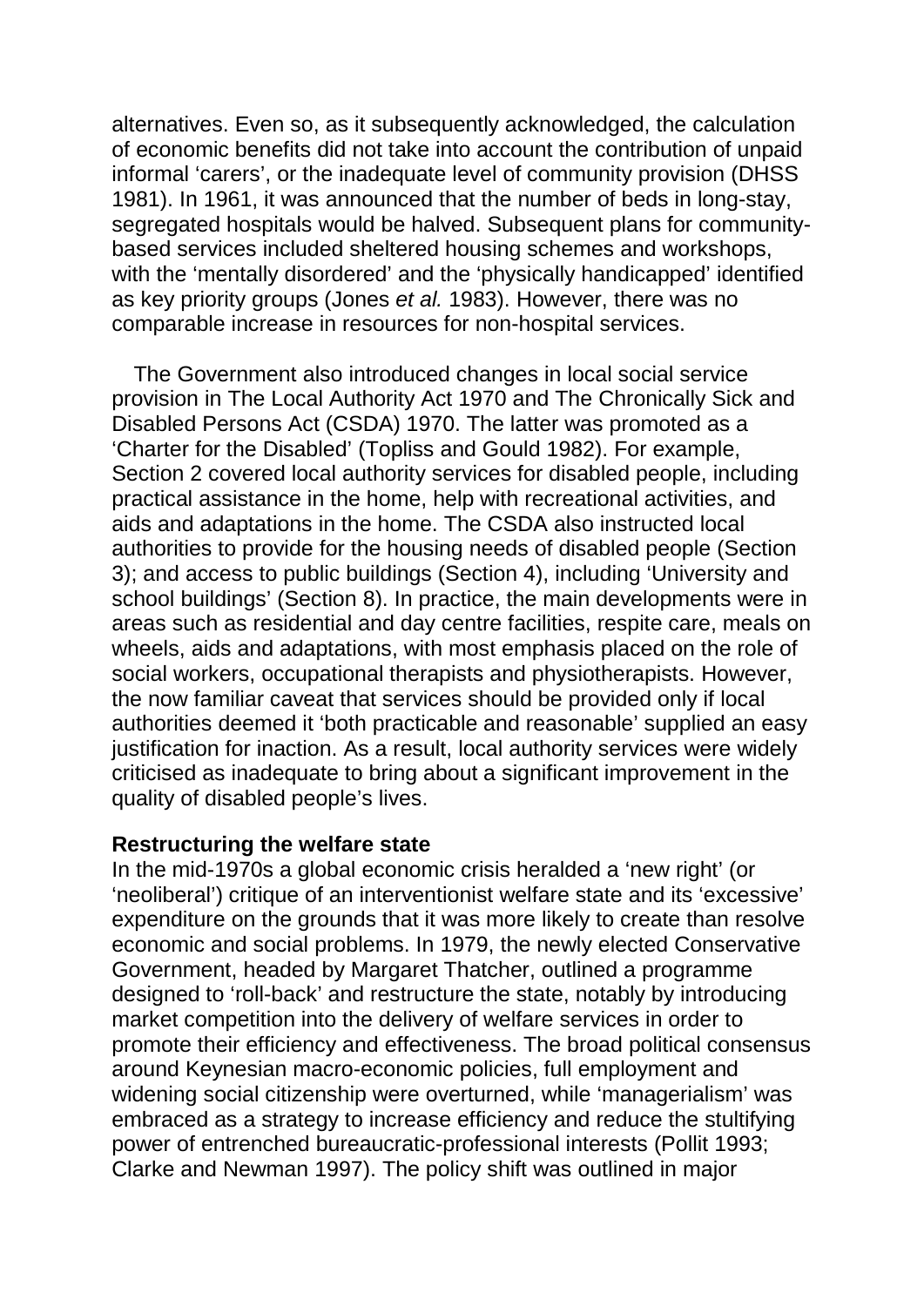alternatives. Even so, as it subsequently acknowledged, the calculation of economic benefits did not take into account the contribution of unpaid informal 'carers', or the inadequate level of community provision (DHSS 1981). In 1961, it was announced that the number of beds in long-stay, segregated hospitals would be halved. Subsequent plans for community-based services included sheltered housing schemes and workshops, with the 'mentally disordered' and the 'physically handicapped' identified as key priority groups (Jones *et al.* 1983). However, there was no comparable increase in resources for non-hospital services.

The Government also introduced changes in local social service provision in The Local Authority Act 1970 and The Chronically Sick and Disabled Persons Act (CSDA) 1970. The latter was promoted as a 'Charter for the Disabled' (Topliss and Gould 1982). For example, Section 2 covered local authority services for disabled people, including practical assistance in the home, help with recreational activities, and aids and adaptations in the home. The CSDA also instructed local authorities to provide for the housing needs of disabled people (Section 3); and access to public buildings (Section 4), including 'University and school buildings' (Section 8). In practice, the main developments were in areas such as residential and day centre facilities, respite care, meals on wheels, aids and adaptations, with most emphasis placed on the role of social workers, occupational therapists and physiotherapists. However, the now familiar caveat that services should be provided only if local authorities deemed it 'both practicable and reasonable' supplied an easy justification for inaction. As a result, local authority services were widely criticised as inadequate to bring about a significant improvement in the quality of disabled people's lives.

**Restructuring the welfare state**

In the mid-1970s a global economic crisis heralded a 'new right' (or 'neoliberal') critique of an interventionist welfare state and its 'excessive' expenditure on the grounds that it was more likely to create than resolve economic and social problems. In 1979, the newly elected Conservative Government, headed by Margaret Thatcher, outlined a programme designed to 'roll-back' and restructure the state, notably by introducing market competition into the delivery of welfare services in order to promote their efficiency and effectiveness. The broad political consensus around Keynesian macro-economic policies, full employment and widening social citizenship were overturned, while 'managerialism' was embraced as a strategy to increase efficiency and reduce the stultifying power of entrenched bureaucratic-professional interests (Pollit 1993; Clarke and Newman 1997). The policy shift was outlined in major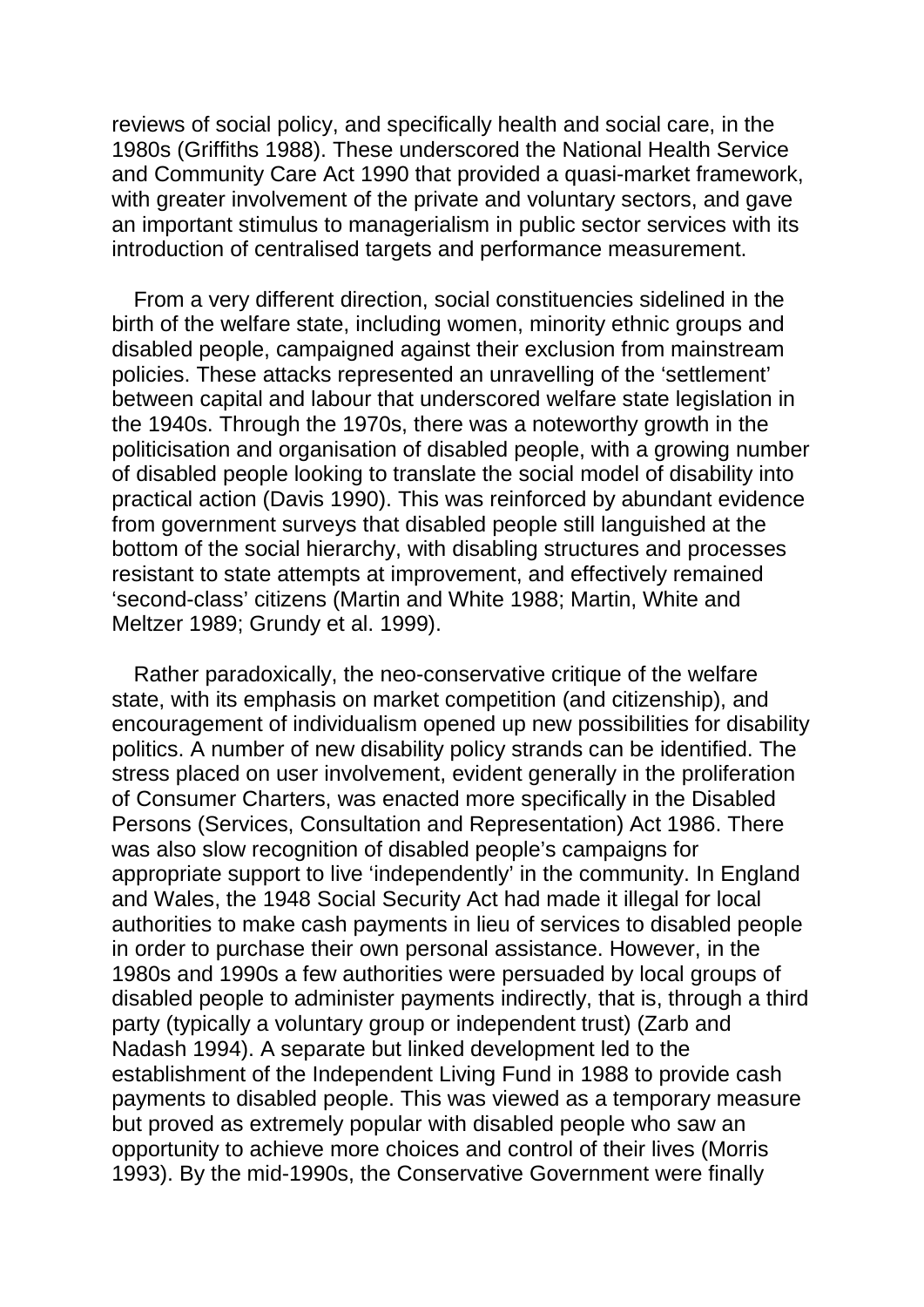reviews of social policy, and specifically health and social care, in the 1980s (Griffiths 1988). These underscored the National Health Service and Community Care Act 1990 that provided a quasi-market framework, with greater involvement of the private and voluntary sectors, and gave an important stimulus to managerialism in public sector services with its introduction of centralised targets and performance measurement.

From a very different direction, social constituencies sidelined in the birth of the welfare state, including women, minority ethnic groups and disabled people, campaigned against their exclusion from mainstream policies. These attacks represented an unravelling of the 'settlement' between capital and labour that underscored welfare state legislation in the 1940s. Through the 1970s, there was a noteworthy growth in the politicisation and organisation of disabled people, with a growing number of disabled people looking to translate the social model of disability into practical action (Davis 1990). This was reinforced by abundant evidence from government surveys that disabled people still languished at the bottom of the social hierarchy, with disabling structures and processes resistant to state attempts at improvement, and effectively remained 'second-class' citizens (Martin and White 1988; Martin, White and Meltzer 1989; Grundy et al. 1999).

Rather paradoxically, the neo-conservative critique of the welfare state, with its emphasis on market competition (and citizenship), and encouragement of individualism opened up new possibilities for disability politics. A number of new disability policy strands can be identified. The stress placed on user involvement, evident generally in the proliferation of Consumer Charters, was enacted more specifically in the Disabled Persons (Services, Consultation and Representation) Act 1986. There was also slow recognition of disabled people's campaigns for appropriate support to live 'independently' in the community. In England and Wales, the 1948 Social Security Act had made it illegal for local authorities to make cash payments in lieu of services to disabled people in order to purchase their own personal assistance. However, in the 1980s and 1990s a few authorities were persuaded by local groups of disabled people to administer payments indirectly, that is, through a third party (typically a voluntary group or independent trust) (Zarb and Nadash 1994). A separate but linked development led to the establishment of the Independent Living Fund in 1988 to provide cash payments to disabled people. This was viewed as a temporary measure but proved as extremely popular with disabled people who saw an opportunity to achieve more choices and control of their lives (Morris 1993). By the mid-1990s, the Conservative Government were finally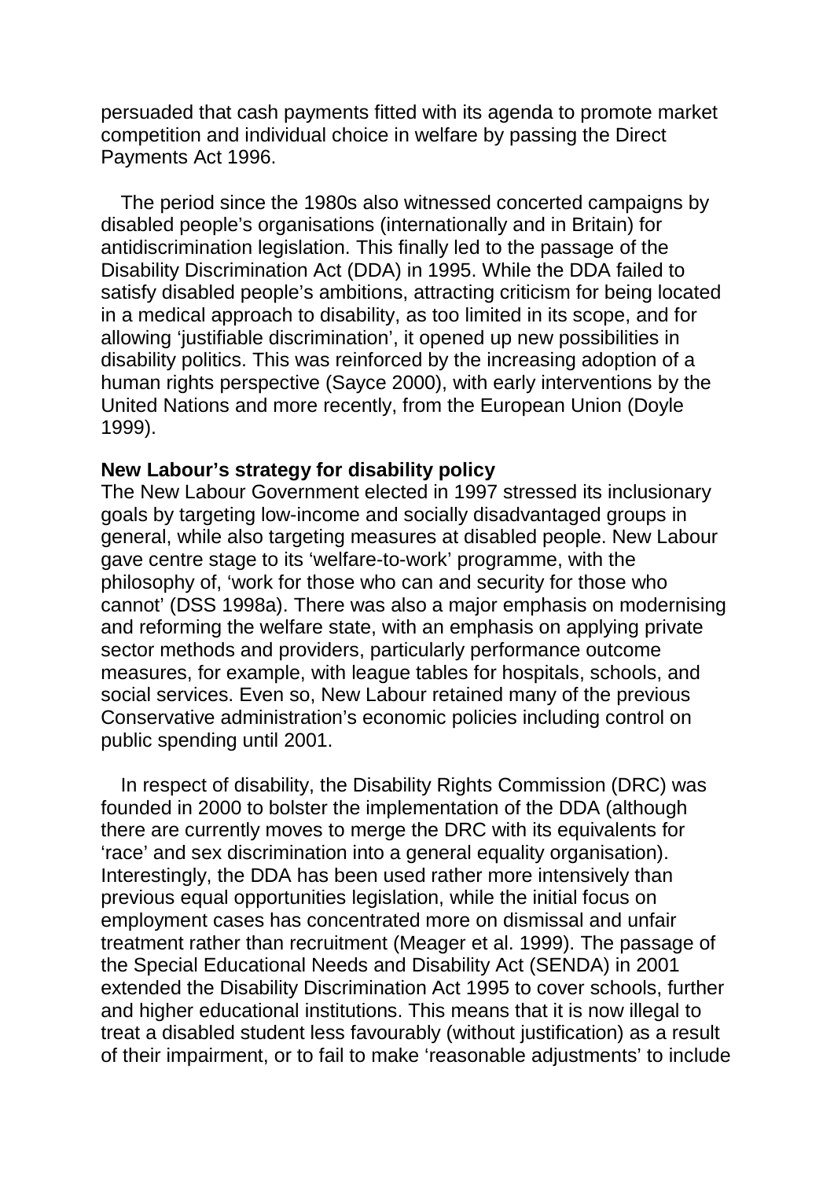persuaded that cash payments fitted with its agenda to promote market competition and individual choice in welfare by passing the Direct Payments Act 1996.

The period since the 1980s also witnessed concerted campaigns by disabled people's organisations (internationally and in Britain) for antidiscrimination legislation. This finally led to the passage of the Disability Discrimination Act (DDA) in 1995. While the DDA failed to satisfy disabled people's ambitions, attracting criticism for being located in a medical approach to disability, as too limited in its scope, and for allowing 'justifiable discrimination', it opened up new possibilities in disability politics. This was reinforced by the increasing adoption of a human rights perspective (Sayce 2000), with early interventions by the United Nations and more recently, from the European Union (Doyle 1999).

**New Labour's strategy for disability policy**

The New Labour Government elected in 1997 stressed its inclusionary goals by targeting low-income and socially disadvantaged groups in general, while also targeting measures at disabled people. New Labour gave centre stage to its 'welfare-to-work' programme, with the philosophy of, 'work for those who can and security for those who cannot' (DSS 1998a). There was also a major emphasis on modernising and reforming the welfare state, with an emphasis on applying private sector methods and providers, particularly performance outcome measures, for example, with league tables for hospitals, schools, and social services. Even so, New Labour retained many of the previous Conservative administration's economic policies including control on public spending until 2001.

In respect of disability, the Disability Rights Commission (DRC) was founded in 2000 to bolster the implementation of the DDA (although there are currently moves to merge the DRC with its equivalents for 'race' and sex discrimination into a general equality organisation). Interestingly, the DDA has been used rather more intensively than previous equal opportunities legislation, while the initial focus on employment cases has concentrated more on dismissal and unfair treatment rather than recruitment (Meager et al. 1999). The passage of the Special Educational Needs and Disability Act (SENDA) in 2001 extended the Disability Discrimination Act 1995 to cover schools, further and higher educational institutions. This means that it is now illegal to treat a disabled student less favourably (without justification) as a result of their impairment, or to fail to make 'reasonable adjustments' to include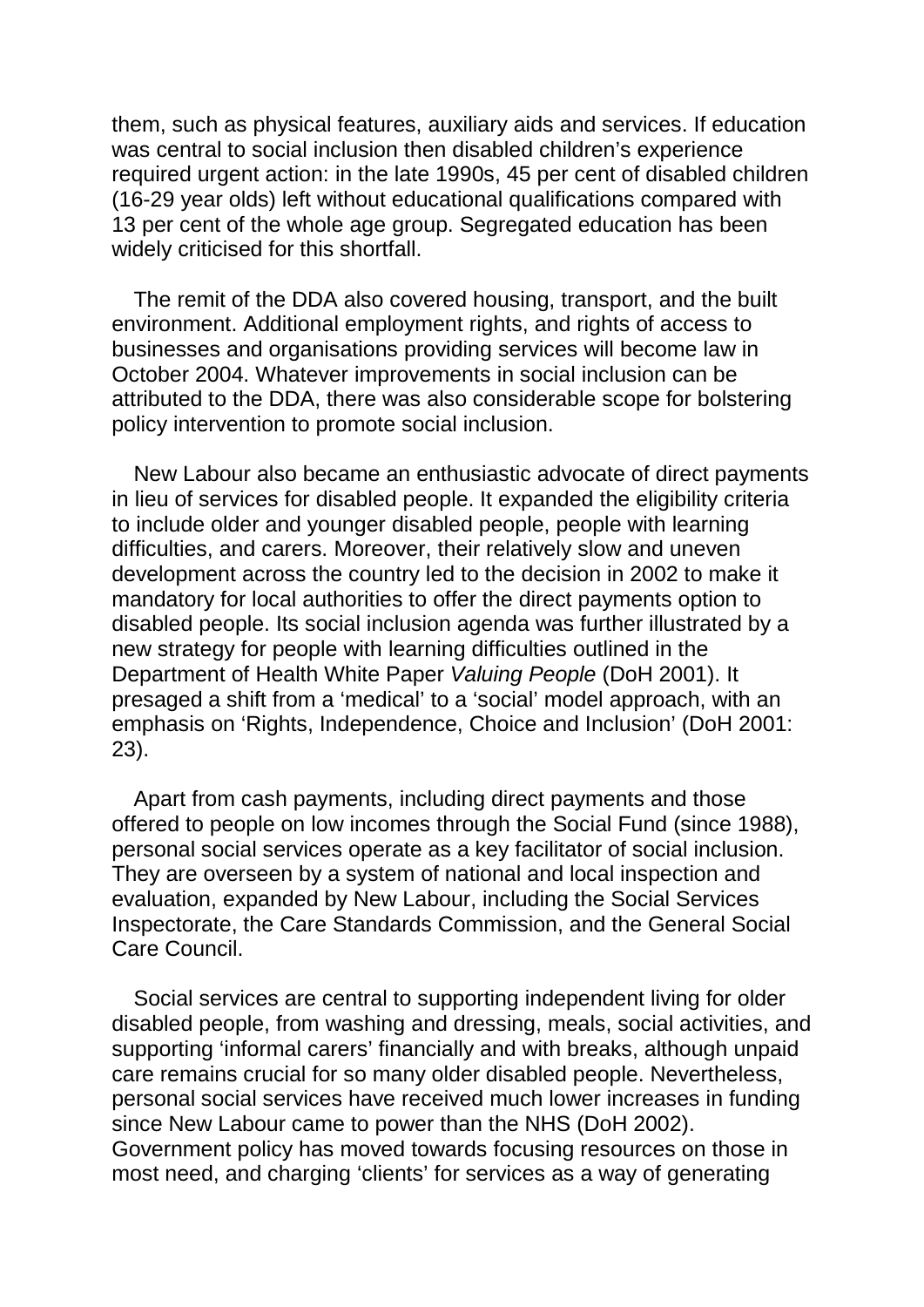them, such as physical features, auxiliary aids and services. If education was central to social inclusion then disabled children's experience required urgent action: in the late 1990s, 45 per cent of disabled children (16-29 year olds) left without educational qualifications compared with 13 per cent of the whole age group. Segregated education has been widely criticised for this shortfall.

The remit of the DDA also covered housing, transport, and the built environment. Additional employment rights, and rights of access to businesses and organisations providing services will become law in October 2004. Whatever improvements in social inclusion can be attributed to the DDA, there was also considerable scope for bolstering policy intervention to promote social inclusion.

New Labour also became an enthusiastic advocate of direct payments in lieu of services for disabled people. It expanded the eligibility criteria to include older and younger disabled people, people with learning difficulties, and carers. Moreover, their relatively slow and uneven development across the country led to the decision in 2002 to make it mandatory for local authorities to offer the direct payments option to disabled people. Its social inclusion agenda was further illustrated by a new strategy for people with learning difficulties outlined in the Department of Health White Paper *Valuing People* (DoH 2001). It presaged a shift from a 'medical' to a 'social' model approach, with an emphasis on 'Rights, Independence, Choice and Inclusion' (DoH 2001: 23).

Apart from cash payments, including direct payments and those offered to people on low incomes through the Social Fund (since 1988), personal social services operate as a key facilitator of social inclusion. They are overseen by a system of national and local inspection and evaluation, expanded by New Labour, including the Social Services Inspectorate, the Care Standards Commission, and the General Social Care Council.

Social services are central to supporting independent living for older disabled people, from washing and dressing, meals, social activities, and supporting 'informal carers' financially and with breaks, although unpaid care remains crucial for so many older disabled people. Nevertheless, personal social services have received much lower increases in funding since New Labour came to power than the NHS (DoH 2002). Government policy has moved towards focusing resources on those in most need, and charging 'clients' for services as a way of generating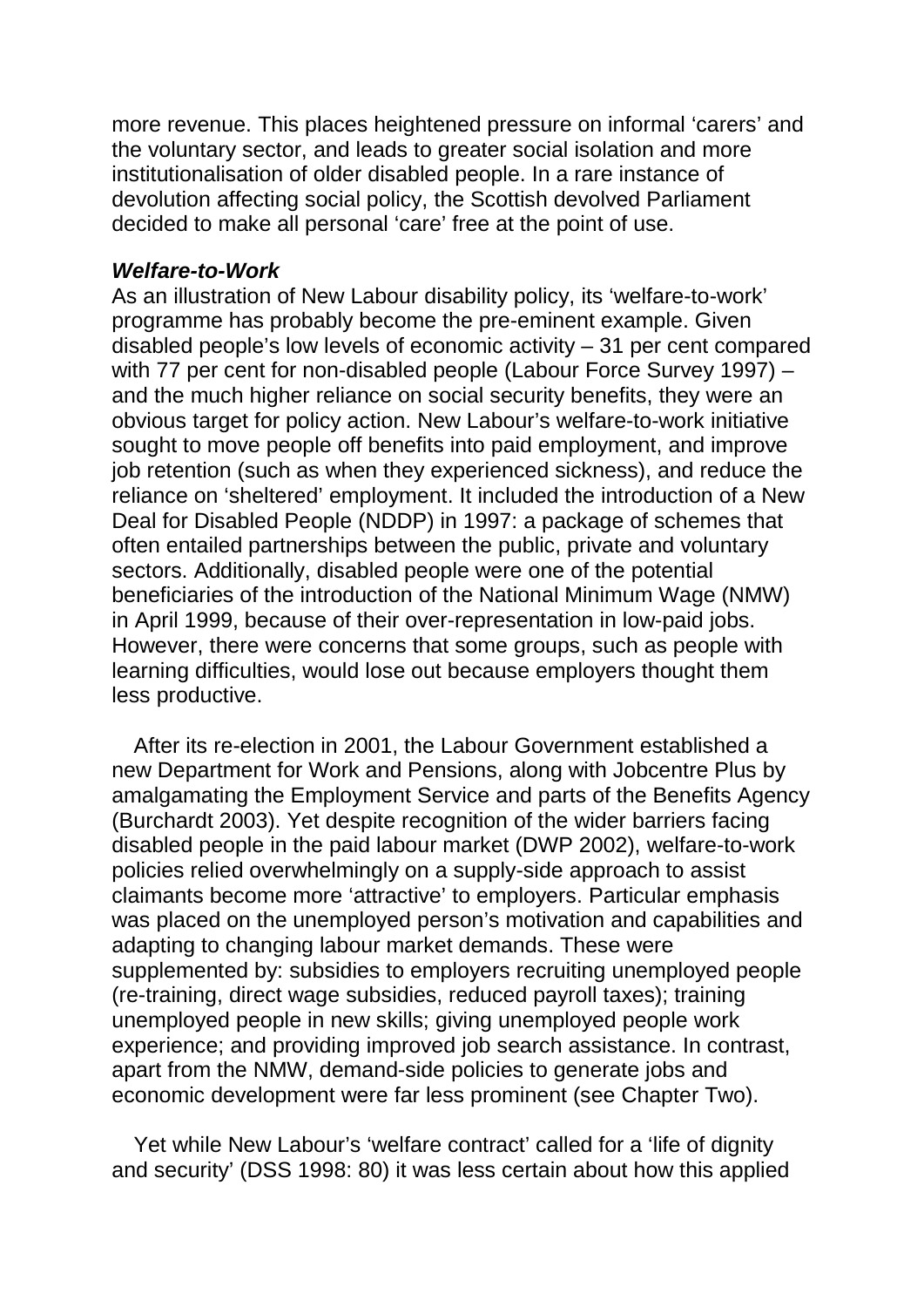more revenue. This places heightened pressure on informal 'carers' and the voluntary sector, and leads to greater social isolation and more institutionalisation of older disabled people. In a rare instance of devolution affecting social policy, the Scottish devolved Parliament decided to make all personal 'care' free at the point of use.

### *Welfare-to-Work*

As an illustration of New Labour disability policy, its 'welfare-to-work' programme has probably become the pre-eminent example. Given disabled people's low levels of economic activity – 31 per cent compared with 77 per cent for non-disabled people (Labour Force Survey 1997) – and the much higher reliance on social security benefits, they were an obvious target for policy action. New Labour's welfare-to-work initiative sought to move people off benefits into paid employment, and improve job retention (such as when they experienced sickness), and reduce the reliance on 'sheltered' employment. It included the introduction of a New Deal for Disabled People (NDDP) in 1997: a package of schemes that often entailed partnerships between the public, private and voluntary sectors. Additionally, disabled people were one of the potential beneficiaries of the introduction of the National Minimum Wage (NMW) in April 1999, because of their over-representation in low-paid jobs. However, there were concerns that some groups, such as people with learning difficulties, would lose out because employers thought them less productive.

After its re-election in 2001, the Labour Government established a new Department for Work and Pensions, along with Jobcentre Plus by amalgamating the Employment Service and parts of the Benefits Agency (Burchardt 2003). Yet despite recognition of the wider barriers facing disabled people in the paid labour market (DWP 2002), welfare-to-work policies relied overwhelmingly on a supply-side approach to assist claimants become more 'attractive' to employers. Particular emphasis was placed on the unemployed person's motivation and capabilities and adapting to changing labour market demands. These were supplemented by: subsidies to employers recruiting unemployed people (re-training, direct wage subsidies, reduced payroll taxes); training unemployed people in new skills; giving unemployed people work experience; and providing improved job search assistance. In contrast, apart from the NMW, demand-side policies to generate jobs and economic development were far less prominent (see Chapter Two).

Yet while New Labour's 'welfare contract' called for a 'life of dignity and security' (DSS 1998: 80) it was less certain about how this applied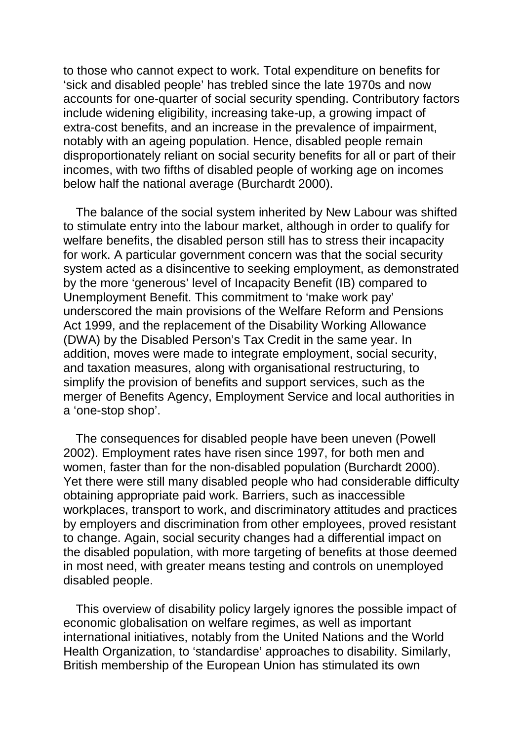to those who cannot expect to work. Total expenditure on benefits for 'sick and disabled people' has trebled since the late 1970s and now accounts for one-quarter of social security spending. Contributory factors include widening eligibility, increasing take-up, a growing impact of extra-cost benefits, and an increase in the prevalence of impairment, notably with an ageing population. Hence, disabled people remain disproportionately reliant on social security benefits for all or part of their incomes, with two fifths of disabled people of working age on incomes below half the national average (Burchardt 2000).

The balance of the social system inherited by New Labour was shifted to stimulate entry into the labour market, although in order to qualify for welfare benefits, the disabled person still has to stress their incapacity for work. A particular government concern was that the social security system acted as a disincentive to seeking employment, as demonstrated by the more 'generous' level of Incapacity Benefit (IB) compared to Unemployment Benefit. This commitment to 'make work pay' underscored the main provisions of the Welfare Reform and Pensions Act 1999, and the replacement of the Disability Working Allowance (DWA) by the Disabled Person's Tax Credit in the same year. In addition, moves were made to integrate employment, social security, and taxation measures, along with organisational restructuring, to simplify the provision of benefits and support services, such as the merger of Benefits Agency, Employment Service and local authorities in a 'one-stop shop'.

The consequences for disabled people have been uneven (Powell 2002). Employment rates have risen since 1997, for both men and women, faster than for the non-disabled population (Burchardt 2000). Yet there were still many disabled people who had considerable difficulty obtaining appropriate paid work. Barriers, such as inaccessible workplaces, transport to work, and discriminatory attitudes and practices by employers and discrimination from other employees, proved resistant to change. Again, social security changes had a differential impact on the disabled population, with more targeting of benefits at those deemed in most need, with greater means testing and controls on unemployed disabled people.

This overview of disability policy largely ignores the possible impact of economic globalisation on welfare regimes, as well as important international initiatives, notably from the United Nations and the World Health Organization, to 'standardise' approaches to disability. Similarly, British membership of the European Union has stimulated its own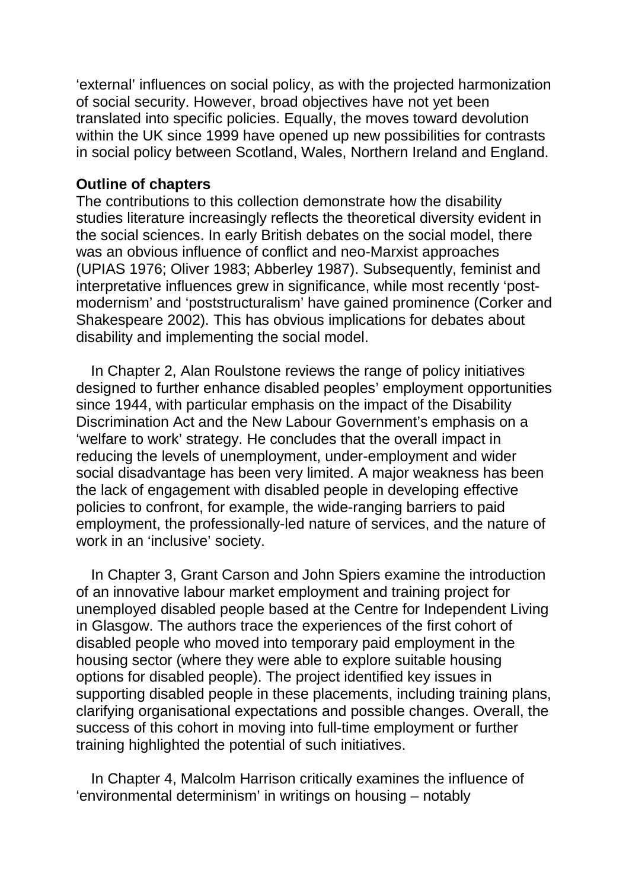'external' influences on social policy, as with the projected harmonization of social security. However, broad objectives have not yet been translated into specific policies. Equally, the moves toward devolution within the UK since 1999 have opened up new possibilities for contrasts in social policy between Scotland, Wales, Northern Ireland and England.

**Outline of chapters**

The contributions to this collection demonstrate how the disability studies literature increasingly reflects the theoretical diversity evident in the social sciences. In early British debates on the social model, there was an obvious influence of conflict and neo-Marxist approaches (UPIAS 1976; Oliver 1983; Abberley 1987). Subsequently, feminist and interpretative influences grew in significance, while most recently 'post-modernism' and 'poststructuralism' have gained prominence (Corker and Shakespeare 2002). This has obvious implications for debates about disability and implementing the social model.

In Chapter 2, Alan Roulstone reviews the range of policy initiatives designed to further enhance disabled peoples' employment opportunities since 1944, with particular emphasis on the impact of the Disability Discrimination Act and the New Labour Government's emphasis on a 'welfare to work' strategy. He concludes that the overall impact in reducing the levels of unemployment, under-employment and wider social disadvantage has been very limited. A major weakness has been the lack of engagement with disabled people in developing effective policies to confront, for example, the wide-ranging barriers to paid employment, the professionally-led nature of services, and the nature of work in an 'inclusive' society.

In Chapter 3, Grant Carson and John Spiers examine the introduction of an innovative labour market employment and training project for unemployed disabled people based at the Centre for Independent Living in Glasgow. The authors trace the experiences of the first cohort of disabled people who moved into temporary paid employment in the housing sector (where they were able to explore suitable housing options for disabled people). The project identified key issues in supporting disabled people in these placements, including training plans, clarifying organisational expectations and possible changes. Overall, the success of this cohort in moving into full-time employment or further training highlighted the potential of such initiatives.

In Chapter 4, Malcolm Harrison critically examines the influence of 'environmental determinism' in writings on housing – notably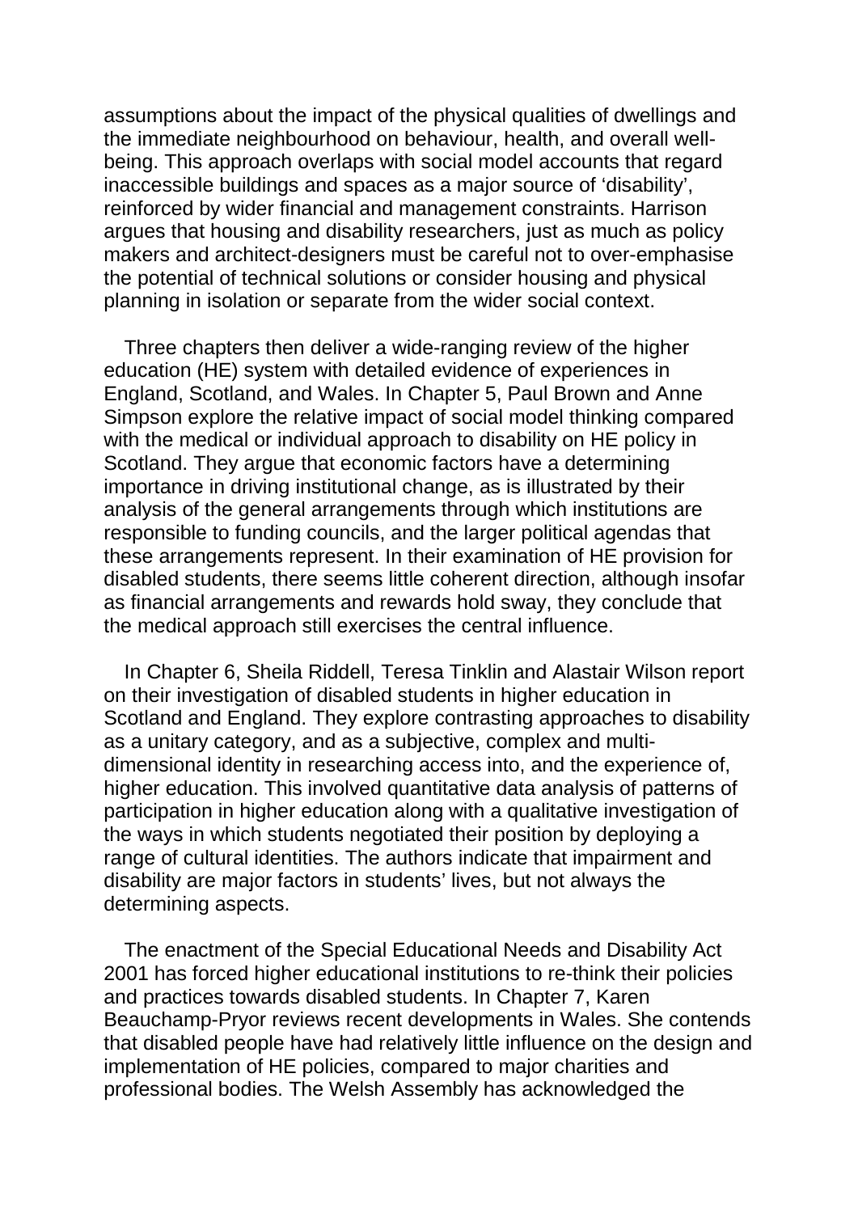assumptions about the impact of the physical qualities of dwellings and the immediate neighbourhood on behaviour, health, and overall well-being. This approach overlaps with social model accounts that regard inaccessible buildings and spaces as a major source of 'disability', reinforced by wider financial and management constraints. Harrison argues that housing and disability researchers, just as much as policy makers and architect-designers must be careful not to over-emphasise the potential of technical solutions or consider housing and physical planning in isolation or separate from the wider social context.

Three chapters then deliver a wide-ranging review of the higher education (HE) system with detailed evidence of experiences in England, Scotland, and Wales. In Chapter 5, Paul Brown and Anne Simpson explore the relative impact of social model thinking compared with the medical or individual approach to disability on HE policy in Scotland. They argue that economic factors have a determining importance in driving institutional change, as is illustrated by their analysis of the general arrangements through which institutions are responsible to funding councils, and the larger political agendas that these arrangements represent. In their examination of HE provision for disabled students, there seems little coherent direction, although insofar as financial arrangements and rewards hold sway, they conclude that the medical approach still exercises the central influence.

In Chapter 6, Sheila Riddell, Teresa Tinklin and Alastair Wilson report on their investigation of disabled students in higher education in Scotland and England. They explore contrasting approaches to disability as a unitary category, and as a subjective, complex and multi-dimensional identity in researching access into, and the experience of, higher education. This involved quantitative data analysis of patterns of participation in higher education along with a qualitative investigation of the ways in which students negotiated their position by deploying a range of cultural identities. The authors indicate that impairment and disability are major factors in students' lives, but not always the determining aspects.

The enactment of the Special Educational Needs and Disability Act 2001 has forced higher educational institutions to re-think their policies and practices towards disabled students. In Chapter 7, Karen Beauchamp-Pryor reviews recent developments in Wales. She contends that disabled people have had relatively little influence on the design and implementation of HE policies, compared to major charities and professional bodies. The Welsh Assembly has acknowledged the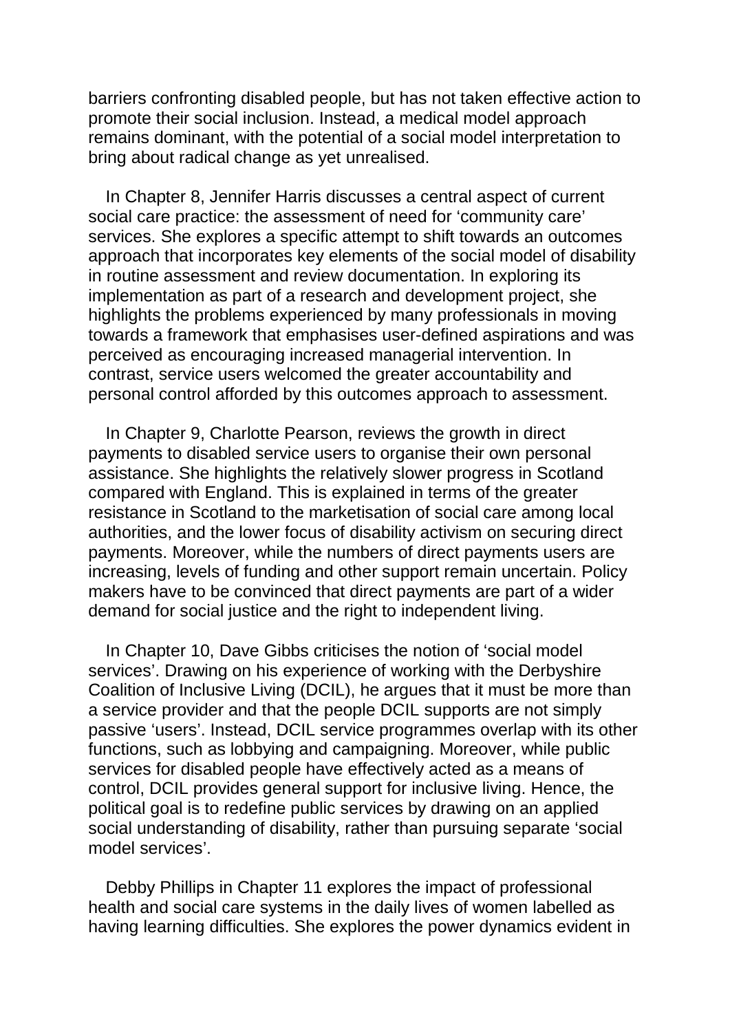barriers confronting disabled people, but has not taken effective action to promote their social inclusion. Instead, a medical model approach remains dominant, with the potential of a social model interpretation to bring about radical change as yet unrealised.

In Chapter 8, Jennifer Harris discusses a central aspect of current social care practice: the assessment of need for 'community care' services. She explores a specific attempt to shift towards an outcomes approach that incorporates key elements of the social model of disability in routine assessment and review documentation. In exploring its implementation as part of a research and development project, she highlights the problems experienced by many professionals in moving towards a framework that emphasises user-defined aspirations and was perceived as encouraging increased managerial intervention. In contrast, service users welcomed the greater accountability and personal control afforded by this outcomes approach to assessment.

In Chapter 9, Charlotte Pearson, reviews the growth in direct payments to disabled service users to organise their own personal assistance. She highlights the relatively slower progress in Scotland compared with England. This is explained in terms of the greater resistance in Scotland to the marketisation of social care among local authorities, and the lower focus of disability activism on securing direct payments. Moreover, while the numbers of direct payments users are increasing, levels of funding and other support remain uncertain. Policy makers have to be convinced that direct payments are part of a wider demand for social justice and the right to independent living.

In Chapter 10, Dave Gibbs criticises the notion of 'social model services'. Drawing on his experience of working with the Derbyshire Coalition of Inclusive Living (DCIL), he argues that it must be more than a service provider and that the people DCIL supports are not simply passive 'users'. Instead, DCIL service programmes overlap with its other functions, such as lobbying and campaigning. Moreover, while public services for disabled people have effectively acted as a means of control, DCIL provides general support for inclusive living. Hence, the political goal is to redefine public services by drawing on an applied social understanding of disability, rather than pursuing separate 'social model services'.

Debby Phillips in Chapter 11 explores the impact of professional health and social care systems in the daily lives of women labelled as having learning difficulties. She explores the power dynamics evident in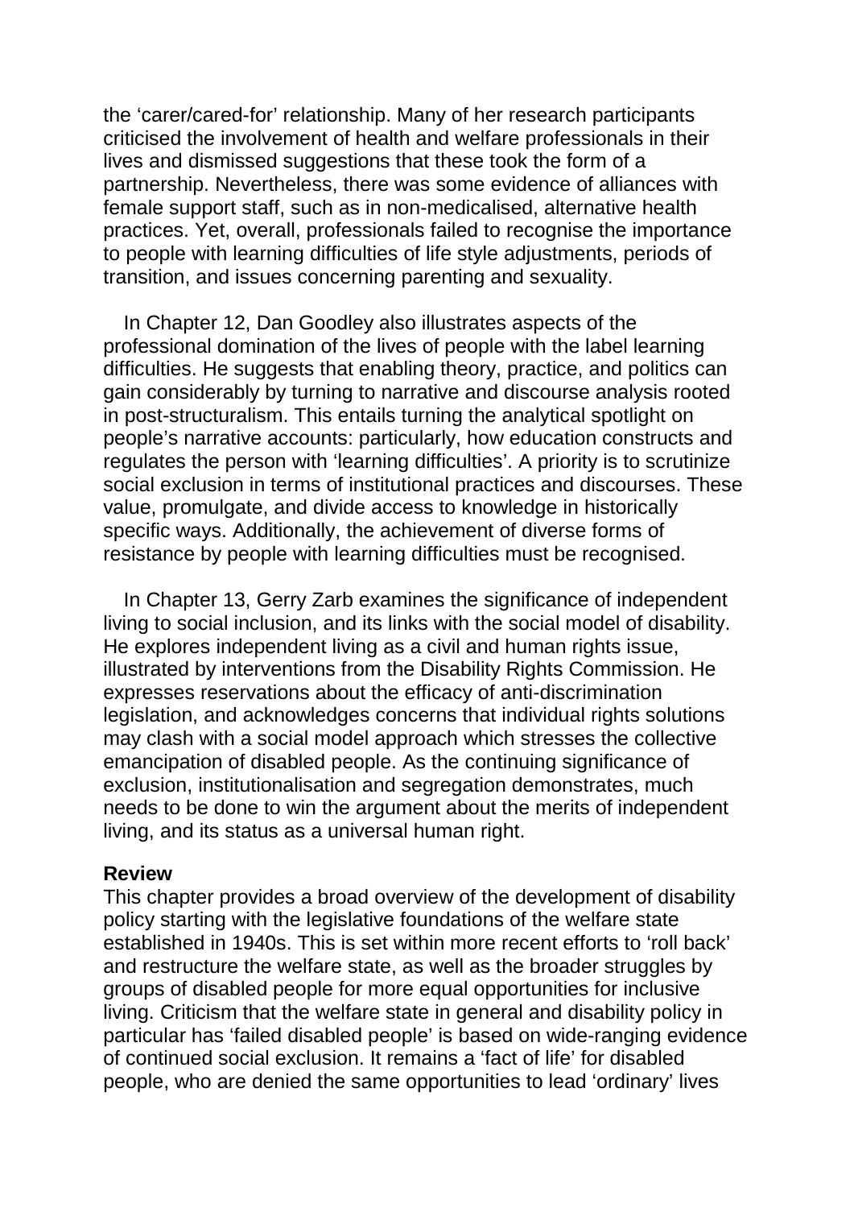the 'carer/cared-for' relationship. Many of her research participants criticised the involvement of health and welfare professionals in their lives and dismissed suggestions that these took the form of a partnership. Nevertheless, there was some evidence of alliances with female support staff, such as in non-medicalised, alternative health practices. Yet, overall, professionals failed to recognise the importance to people with learning difficulties of life style adjustments, periods of transition, and issues concerning parenting and sexuality.

In Chapter 12, Dan Goodley also illustrates aspects of the professional domination of the lives of people with the label learning difficulties. He suggests that enabling theory, practice, and politics can gain considerably by turning to narrative and discourse analysis rooted in post-structuralism. This entails turning the analytical spotlight on people's narrative accounts: particularly, how education constructs and regulates the person with 'learning difficulties'. A priority is to scrutinize social exclusion in terms of institutional practices and discourses. These value, promulgate, and divide access to knowledge in historically specific ways. Additionally, the achievement of diverse forms of resistance by people with learning difficulties must be recognised.

In Chapter 13, Gerry Zarb examines the significance of independent living to social inclusion, and its links with the social model of disability. He explores independent living as a civil and human rights issue, illustrated by interventions from the Disability Rights Commission. He expresses reservations about the efficacy of anti-discrimination legislation, and acknowledges concerns that individual rights solutions may clash with a social model approach which stresses the collective emancipation of disabled people. As the continuing significance of exclusion, institutionalisation and segregation demonstrates, much needs to be done to win the argument about the merits of independent living, and its status as a universal human right.

**Review**

This chapter provides a broad overview of the development of disability policy starting with the legislative foundations of the welfare state established in 1940s. This is set within more recent efforts to 'roll back' and restructure the welfare state, as well as the broader struggles by groups of disabled people for more equal opportunities for inclusive living. Criticism that the welfare state in general and disability policy in particular has 'failed disabled people' is based on wide-ranging evidence of continued social exclusion. It remains a 'fact of life' for disabled people, who are denied the same opportunities to lead 'ordinary' lives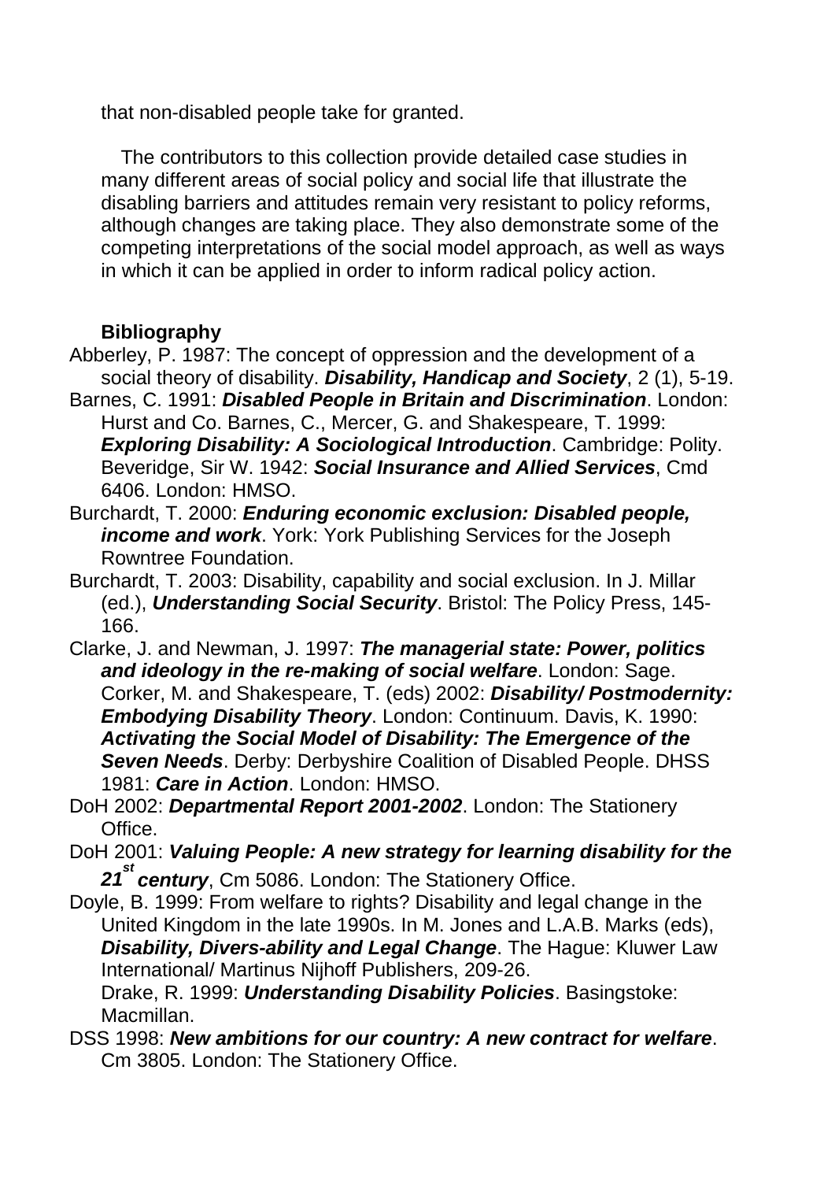that non-disabled people take for granted.

The contributors to this collection provide detailed case studies in many different areas of social policy and social life that illustrate the disabling barriers and attitudes remain very resistant to policy reforms, although changes are taking place. They also demonstrate some of the competing interpretations of the social model approach, as well as ways in which it can be applied in order to inform radical policy action.

**Bibliography**

Abberley, P. 1987: The concept of oppression and the development of a social theory of disability. ***Disability, Handicap and Society***, 2 (1), 5-19.

Barnes, C. 1991: ***Disabled People in Britain and Discrimination***. London: Hurst and Co. Barnes, C., Mercer, G. and Shakespeare, T. 1999: ***Exploring Disability: A Sociological Introduction***. Cambridge: Polity. Beveridge, Sir W. 1942: ***Social Insurance and Allied Services***, Cmd 6406. London: HMSO.

Burchardt, T. 2000: ***Enduring economic exclusion: Disabled people, income and work***. York: York Publishing Services for the Joseph Rowntree Foundation.

Burchardt, T. 2003: Disability, capability and social exclusion. In J. Millar (ed.), ***Understanding Social Security***. Bristol: The Policy Press, 145-166.

Clarke, J. and Newman, J. 1997: ***The managerial state: Power, politics and ideology in the re-making of social welfare***. London: Sage. Corker, M. and Shakespeare, T. (eds) 2002: ***Disability/ Postmodernity: Embodying Disability Theory***. London: Continuum. Davis, K. 1990: ***Activating the Social Model of Disability: The Emergence of the Seven Needs***. Derby: Derbyshire Coalition of Disabled People. DHSS 1981: ***Care in Action***. London: HMSO.

DoH 2002: ***Departmental Report 2001-2002***. London: The Stationery Office.

DoH 2001: ***Valuing People: A new strategy for learning disability for the 21st century***, Cm 5086. London: The Stationery Office.

Doyle, B. 1999: From welfare to rights? Disability and legal change in the United Kingdom in the late 1990s. In M. Jones and L.A.B. Marks (eds), ***Disability, Divers-ability and Legal Change***. The Hague: Kluwer Law International/ Martinus Nijhoff Publishers, 209-26. Drake, R. 1999: ***Understanding Disability Policies***. Basingstoke: Macmillan.

DSS 1998: ***New ambitions for our country: A new contract for welfare***. Cm 3805. London: The Stationery Office.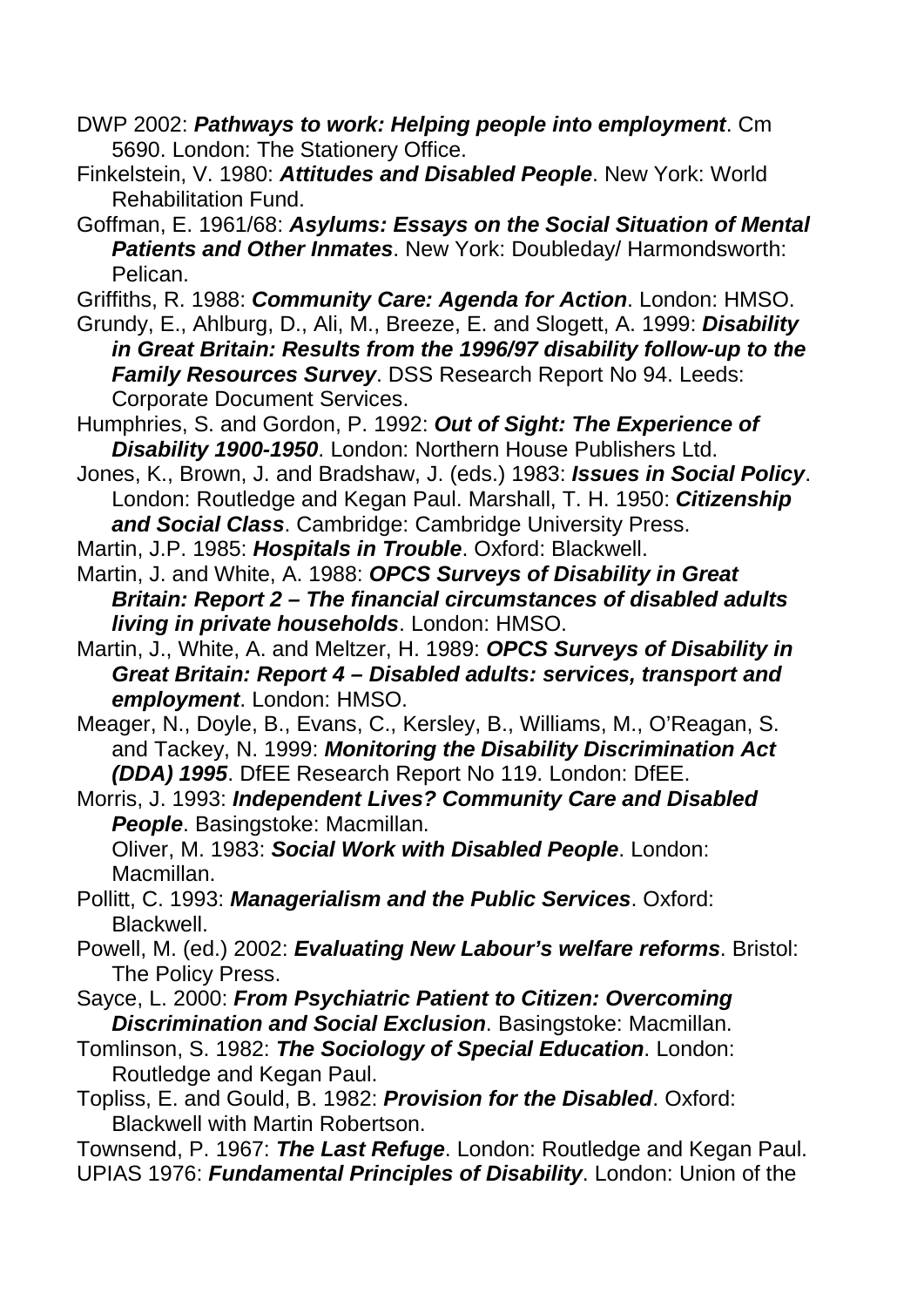DWP 2002: ***Pathways to work: Helping people into employment***. Cm 5690. London: The Stationery Office.

Finkelstein, V. 1980: ***Attitudes and Disabled People***. New York: World Rehabilitation Fund.

Goffman, E. 1961/68: ***Asylums: Essays on the Social Situation of Mental Patients and Other Inmates***. New York: Doubleday/ Harmondsworth: Pelican.

Griffiths, R. 1988: ***Community Care: Agenda for Action***. London: HMSO.

Grundy, E., Ahlburg, D., Ali, M., Breeze, E. and Slogett, A. 1999: ***Disability in Great Britain: Results from the 1996/97 disability follow-up to the Family Resources Survey***. DSS Research Report No 94. Leeds: Corporate Document Services.

Humphries, S. and Gordon, P. 1992: ***Out of Sight: The Experience of Disability 1900-1950***. London: Northern House Publishers Ltd.

Jones, K., Brown, J. and Bradshaw, J. (eds.) 1983: ***Issues in Social Policy***. London: Routledge and Kegan Paul. Marshall, T. H. 1950: ***Citizenship and Social Class***. Cambridge: Cambridge University Press.

Martin, J.P. 1985: ***Hospitals in Trouble***. Oxford: Blackwell.

Martin, J. and White, A. 1988: ***OPCS Surveys of Disability in Great Britain: Report 2 – The financial circumstances of disabled adults living in private households***. London: HMSO.

Martin, J., White, A. and Meltzer, H. 1989: ***OPCS Surveys of Disability in Great Britain: Report 4 – Disabled adults: services, transport and employment***. London: HMSO.

Meager, N., Doyle, B., Evans, C., Kersley, B., Williams, M., O'Reagan, S. and Tackey, N. 1999: ***Monitoring the Disability Discrimination Act (DDA) 1995***. DfEE Research Report No 119. London: DfEE.

Morris, J. 1993: ***Independent Lives? Community Care and Disabled People***. Basingstoke: Macmillan.

Oliver, M. 1983: ***Social Work with Disabled People***. London: Macmillan.

Pollitt, C. 1993: ***Managerialism and the Public Services***. Oxford: Blackwell.

Powell, M. (ed.) 2002: ***Evaluating New Labour's welfare reforms***. Bristol: The Policy Press.

Sayce, L. 2000: ***From Psychiatric Patient to Citizen: Overcoming Discrimination and Social Exclusion***. Basingstoke: Macmillan.

Tomlinson, S. 1982: ***The Sociology of Special Education***. London: Routledge and Kegan Paul.

Topliss, E. and Gould, B. 1982: ***Provision for the Disabled***. Oxford: Blackwell with Martin Robertson.

Townsend, P. 1967: ***The Last Refuge***. London: Routledge and Kegan Paul.

UPIAS 1976: ***Fundamental Principles of Disability***. London: Union of the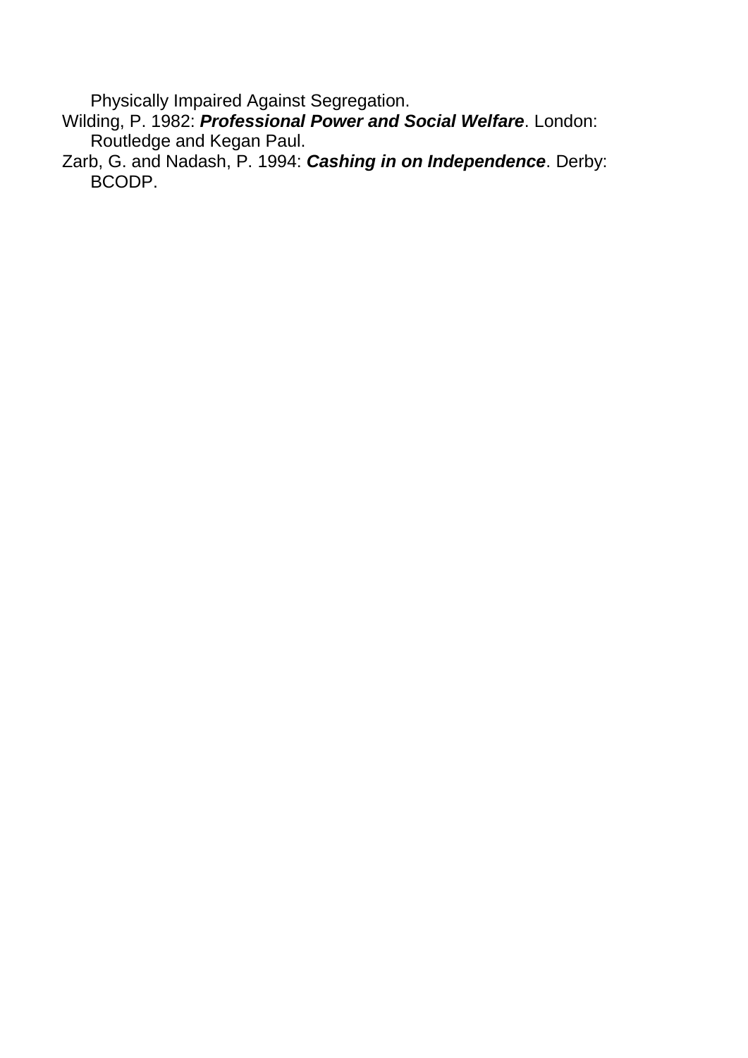Physically Impaired Against Segregation.

Wilding, P. 1982: ***Professional Power and Social Welfare***. London: Routledge and Kegan Paul.

Zarb, G. and Nadash, P. 1994: ***Cashing in on Independence***. Derby: BCODP.